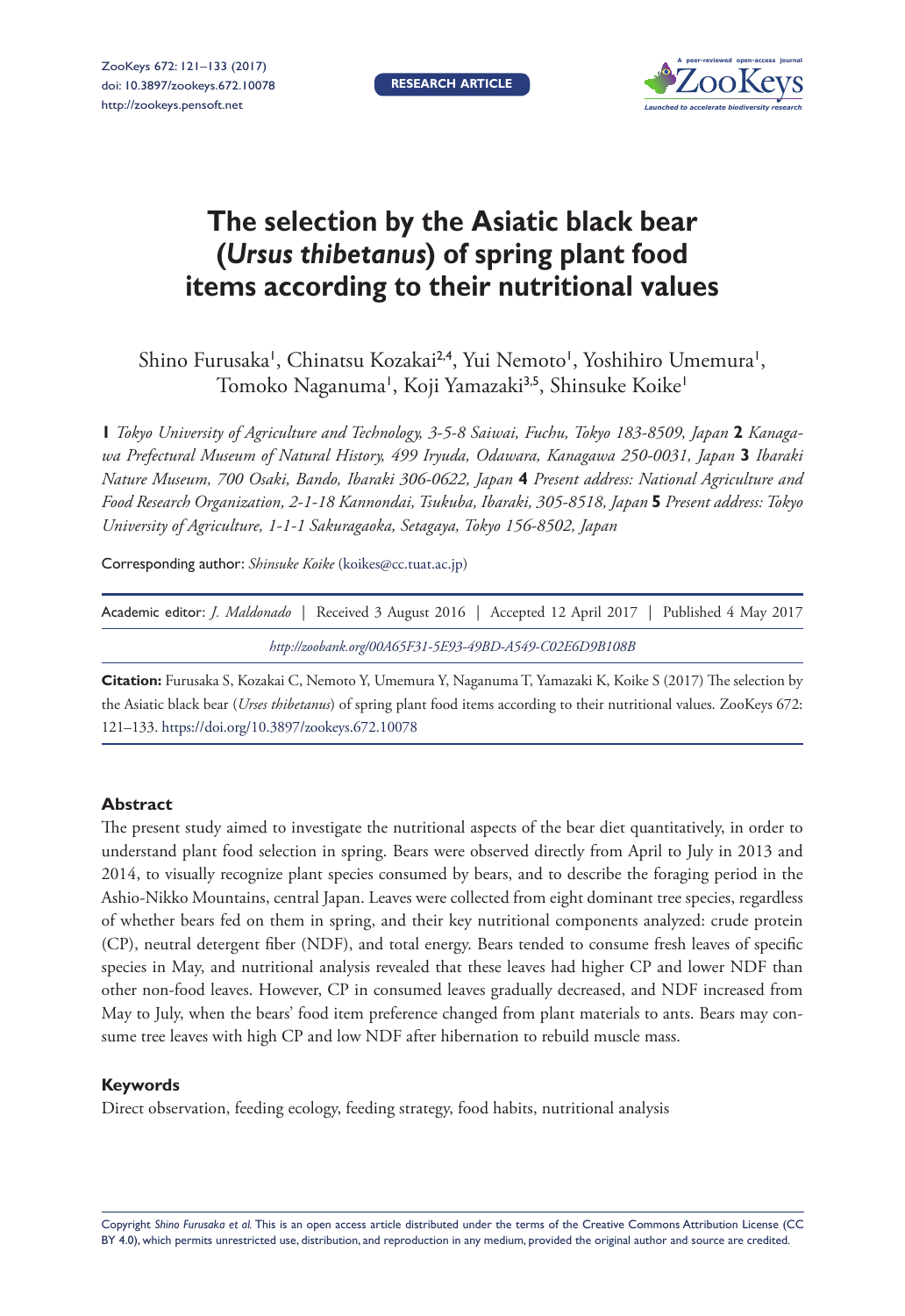# The selection by the Asiatic black bear (*Ursus thibetanus*) of spring plant food items according to their nutritional values

Shino Furusaka[1], Chinatsu Kozakai[2,4], Yui Nemoto[1], Yoshihiro Umemura[1], Tomoko Naganuma[1], Koji Yamazaki[3,5], Shinsuke Koike[1]

**1** *Tokyo University of Agriculture and Technology, 3-5-8 Saiwai, Fuchu, Tokyo 183-8509, Japan* **2** *Kanagawa Prefectural Museum of Natural History, 499 Iryuda, Odawara, Kanagawa 250-0031, Japan* **3** *Ibaraki Nature Museum, 700 Osaki, Bando, Ibaraki 306-0622, Japan* **4** *Present address: National Agriculture and Food Research Organization, 2-1-18 Kannondai, Tsukuba, Ibaraki, 305-8518, Japan* **5** *Present address: Tokyo University of Agriculture, 1-1-1 Sakuragaoka, Setagaya, Tokyo 156-8502, Japan*

Corresponding author: *Shinsuke Koike* (koikes@cc.tuat.ac.jp)

Academic editor: *J. Maldonado* | Received 3 August 2016 | Accepted 12 April 2017 | Published 4 May 2017

*http://zoobank.org/00A65F31-5E93-49BD-A549-C02E6D9B108B*

**Citation:** Furusaka S, Kozakai C, Nemoto Y, Umemura Y, Naganuma T, Yamazaki K, Koike S (2017) The selection by the Asiatic black bear (*Urses thibetanus*) of spring plant food items according to their nutritional values. ZooKeys 672: 121–133. https://doi.org/10.3897/zookeys.672.10078

## Abstract

The present study aimed to investigate the nutritional aspects of the bear diet quantitatively, in order to understand plant food selection in spring. Bears were observed directly from April to July in 2013 and 2014, to visually recognize plant species consumed by bears, and to describe the foraging period in the Ashio-Nikko Mountains, central Japan. Leaves were collected from eight dominant tree species, regardless of whether bears fed on them in spring, and their key nutritional components analyzed: crude protein (CP), neutral detergent fiber (NDF), and total energy. Bears tended to consume fresh leaves of specific species in May, and nutritional analysis revealed that these leaves had higher CP and lower NDF than other non-food leaves. However, CP in consumed leaves gradually decreased, and NDF increased from May to July, when the bears' food item preference changed from plant materials to ants. Bears may consume tree leaves with high CP and low NDF after hibernation to rebuild muscle mass.

## Keywords

Direct observation, feeding ecology, feeding strategy, food habits, nutritional analysis

Copyright *Shino Furusaka et al.* This is an open access article distributed under the terms of the Creative Commons Attribution License (CC BY 4.0), which permits unrestricted use, distribution, and reproduction in any medium, provided the original author and source are credited.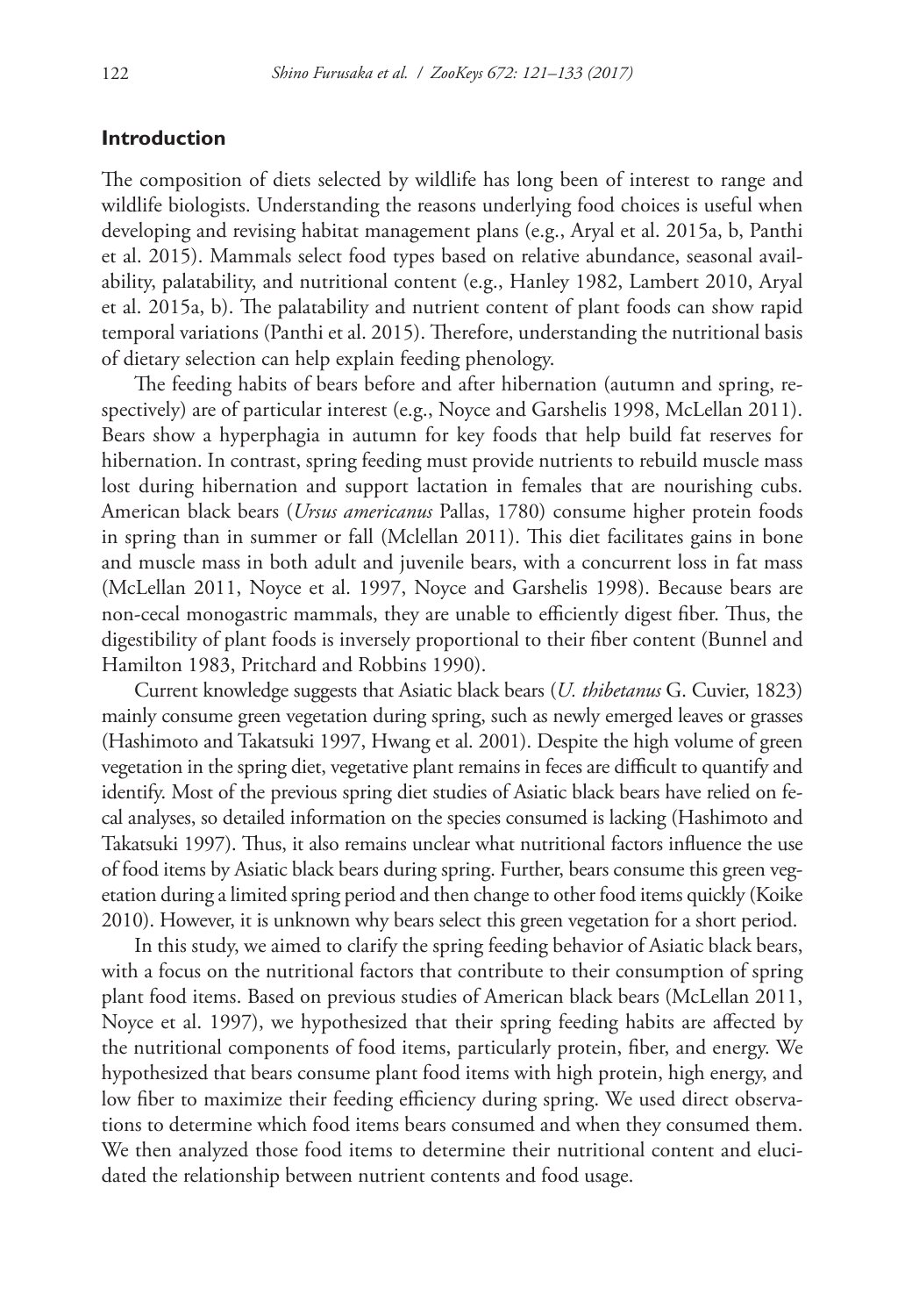## Introduction

The composition of diets selected by wildlife has long been of interest to range and wildlife biologists. Understanding the reasons underlying food choices is useful when developing and revising habitat management plans (e.g., Aryal et al. 2015a, b, Panthi et al. 2015). Mammals select food types based on relative abundance, seasonal availability, palatability, and nutritional content (e.g., Hanley 1982, Lambert 2010, Aryal et al. 2015a, b). The palatability and nutrient content of plant foods can show rapid temporal variations (Panthi et al. 2015). Therefore, understanding the nutritional basis of dietary selection can help explain feeding phenology.

The feeding habits of bears before and after hibernation (autumn and spring, respectively) are of particular interest (e.g., Noyce and Garshelis 1998, McLellan 2011). Bears show a hyperphagia in autumn for key foods that help build fat reserves for hibernation. In contrast, spring feeding must provide nutrients to rebuild muscle mass lost during hibernation and support lactation in females that are nourishing cubs. American black bears (*Ursus americanus* Pallas, 1780) consume higher protein foods in spring than in summer or fall (Mclellan 2011). This diet facilitates gains in bone and muscle mass in both adult and juvenile bears, with a concurrent loss in fat mass (McLellan 2011, Noyce et al. 1997, Noyce and Garshelis 1998). Because bears are non-cecal monogastric mammals, they are unable to efficiently digest fiber. Thus, the digestibility of plant foods is inversely proportional to their fiber content (Bunnel and Hamilton 1983, Pritchard and Robbins 1990).

Current knowledge suggests that Asiatic black bears (*U. thibetanus* G. Cuvier, 1823) mainly consume green vegetation during spring, such as newly emerged leaves or grasses (Hashimoto and Takatsuki 1997, Hwang et al. 2001). Despite the high volume of green vegetation in the spring diet, vegetative plant remains in feces are difficult to quantify and identify. Most of the previous spring diet studies of Asiatic black bears have relied on fecal analyses, so detailed information on the species consumed is lacking (Hashimoto and Takatsuki 1997). Thus, it also remains unclear what nutritional factors influence the use of food items by Asiatic black bears during spring. Further, bears consume this green vegetation during a limited spring period and then change to other food items quickly (Koike 2010). However, it is unknown why bears select this green vegetation for a short period.

In this study, we aimed to clarify the spring feeding behavior of Asiatic black bears, with a focus on the nutritional factors that contribute to their consumption of spring plant food items. Based on previous studies of American black bears (McLellan 2011, Noyce et al. 1997), we hypothesized that their spring feeding habits are affected by the nutritional components of food items, particularly protein, fiber, and energy. We hypothesized that bears consume plant food items with high protein, high energy, and low fiber to maximize their feeding efficiency during spring. We used direct observations to determine which food items bears consumed and when they consumed them. We then analyzed those food items to determine their nutritional content and elucidated the relationship between nutrient contents and food usage.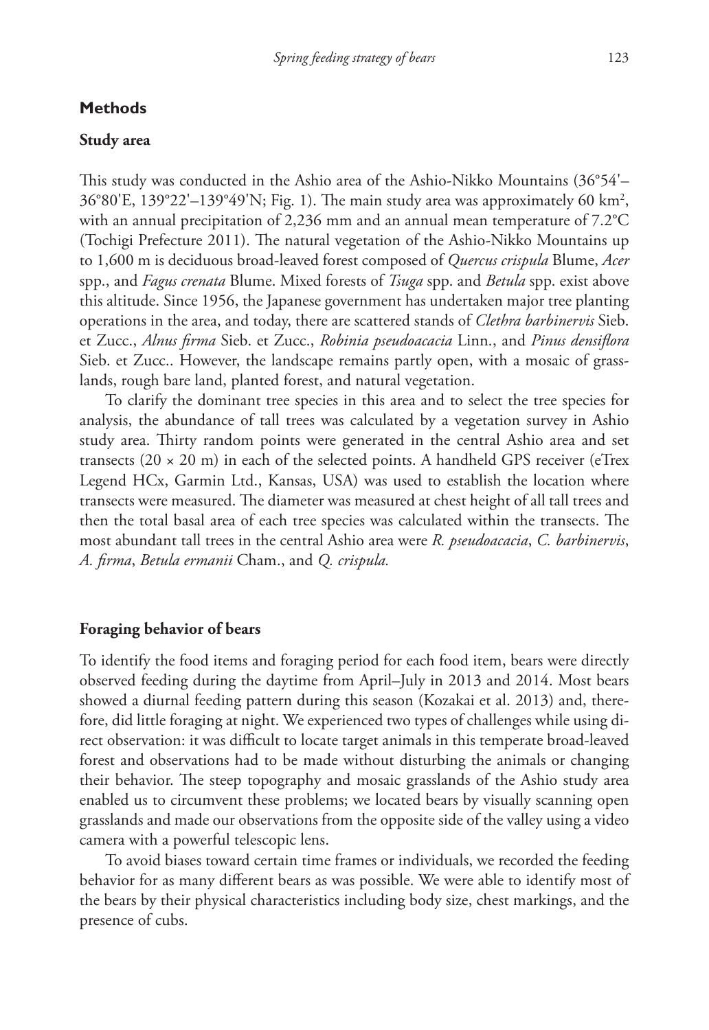## Methods

### Study area

This study was conducted in the Ashio area of the Ashio-Nikko Mountains (36°54'–36°80'E, 139°22'–139°49'N; Fig. 1). The main study area was approximately 60 km$^2$, with an annual precipitation of 2,236 mm and an annual mean temperature of 7.2°C (Tochigi Prefecture 2011). The natural vegetation of the Ashio-Nikko Mountains up to 1,600 m is deciduous broad-leaved forest composed of *Quercus crispula* Blume, *Acer* spp., and *Fagus crenata* Blume. Mixed forests of *Tsuga* spp. and *Betula* spp. exist above this altitude. Since 1956, the Japanese government has undertaken major tree planting operations in the area, and today, there are scattered stands of *Clethra barbinervis* Sieb. et Zucc., *Alnus firma* Sieb. et Zucc., *Robinia pseudoacacia* Linn., and *Pinus densiflora* Sieb. et Zucc.. However, the landscape remains partly open, with a mosaic of grasslands, rough bare land, planted forest, and natural vegetation.

To clarify the dominant tree species in this area and to select the tree species for analysis, the abundance of tall trees was calculated by a vegetation survey in Ashio study area. Thirty random points were generated in the central Ashio area and set transects (20 × 20 m) in each of the selected points. A handheld GPS receiver (eTrex Legend HCx, Garmin Ltd., Kansas, USA) was used to establish the location where transects were measured. The diameter was measured at chest height of all tall trees and then the total basal area of each tree species was calculated within the transects. The most abundant tall trees in the central Ashio area were *R. pseudoacacia*, *C. barbinervis*, *A. firma*, *Betula ermanii* Cham., and *Q. crispula.*

### Foraging behavior of bears

To identify the food items and foraging period for each food item, bears were directly observed feeding during the daytime from April–July in 2013 and 2014. Most bears showed a diurnal feeding pattern during this season (Kozakai et al. 2013) and, therefore, did little foraging at night. We experienced two types of challenges while using direct observation: it was difficult to locate target animals in this temperate broad-leaved forest and observations had to be made without disturbing the animals or changing their behavior. The steep topography and mosaic grasslands of the Ashio study area enabled us to circumvent these problems; we located bears by visually scanning open grasslands and made our observations from the opposite side of the valley using a video camera with a powerful telescopic lens.

To avoid biases toward certain time frames or individuals, we recorded the feeding behavior for as many different bears as was possible. We were able to identify most of the bears by their physical characteristics including body size, chest markings, and the presence of cubs.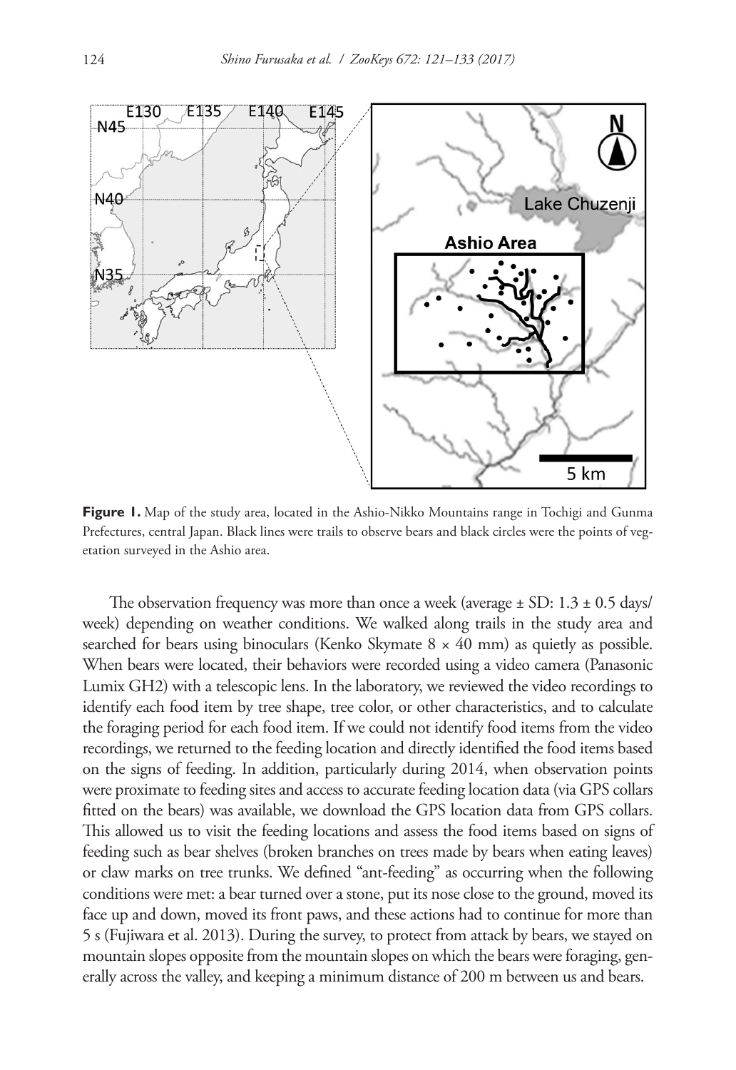**Figure 1.** Map of the study area, located in the Ashio-Nikko Mountains range in Tochigi and Gunma Prefectures, central Japan. Black lines were trails to observe bears and black circles were the points of vegetation surveyed in the Ashio area.

The observation frequency was more than once a week (average ± SD: 1.3 ± 0.5 days/week) depending on weather conditions. We walked along trails in the study area and searched for bears using binoculars (Kenko Skymate 8 × 40 mm) as quietly as possible. When bears were located, their behaviors were recorded using a video camera (Panasonic Lumix GH2) with a telescopic lens. In the laboratory, we reviewed the video recordings to identify each food item by tree shape, tree color, or other characteristics, and to calculate the foraging period for each food item. If we could not identify food items from the video recordings, we returned to the feeding location and directly identified the food items based on the signs of feeding. In addition, particularly during 2014, when observation points were proximate to feeding sites and access to accurate feeding location data (via GPS collars fitted on the bears) was available, we download the GPS location data from GPS collars. This allowed us to visit the feeding locations and assess the food items based on signs of feeding such as bear shelves (broken branches on trees made by bears when eating leaves) or claw marks on tree trunks. We defined "ant-feeding" as occurring when the following conditions were met: a bear turned over a stone, put its nose close to the ground, moved its face up and down, moved its front paws, and these actions had to continue for more than 5 s (Fujiwara et al. 2013). During the survey, to protect from attack by bears, we stayed on mountain slopes opposite from the mountain slopes on which the bears were foraging, generally across the valley, and keeping a minimum distance of 200 m between us and bears.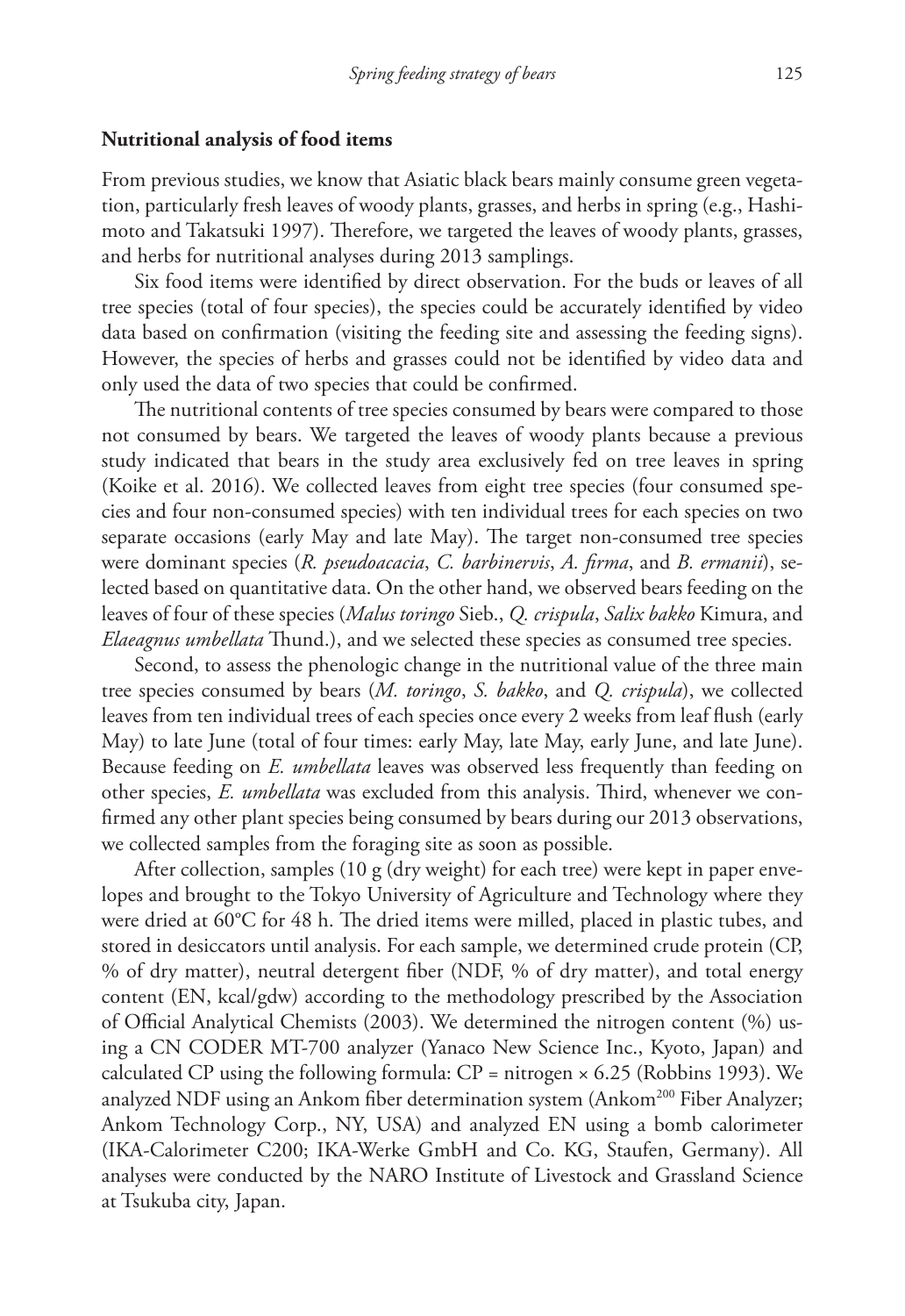### Nutritional analysis of food items

From previous studies, we know that Asiatic black bears mainly consume green vegetation, particularly fresh leaves of woody plants, grasses, and herbs in spring (e.g., Hashimoto and Takatsuki 1997). Therefore, we targeted the leaves of woody plants, grasses, and herbs for nutritional analyses during 2013 samplings.

Six food items were identified by direct observation. For the buds or leaves of all tree species (total of four species), the species could be accurately identified by video data based on confirmation (visiting the feeding site and assessing the feeding signs). However, the species of herbs and grasses could not be identified by video data and only used the data of two species that could be confirmed.

The nutritional contents of tree species consumed by bears were compared to those not consumed by bears. We targeted the leaves of woody plants because a previous study indicated that bears in the study area exclusively fed on tree leaves in spring (Koike et al. 2016). We collected leaves from eight tree species (four consumed species and four non-consumed species) with ten individual trees for each species on two separate occasions (early May and late May). The target non-consumed tree species were dominant species (*R. pseudoacacia*, *C. barbinervis*, *A. firma*, and *B. ermanii*), selected based on quantitative data. On the other hand, we observed bears feeding on the leaves of four of these species (*Malus toringo* Sieb., *Q. crispula*, *Salix bakko* Kimura, and *Elaeagnus umbellata* Thund.), and we selected these species as consumed tree species.

Second, to assess the phenologic change in the nutritional value of the three main tree species consumed by bears (*M. toringo*, *S. bakko*, and *Q. crispula*), we collected leaves from ten individual trees of each species once every 2 weeks from leaf flush (early May) to late June (total of four times: early May, late May, early June, and late June). Because feeding on *E. umbellata* leaves was observed less frequently than feeding on other species, *E. umbellata* was excluded from this analysis. Third, whenever we confirmed any other plant species being consumed by bears during our 2013 observations, we collected samples from the foraging site as soon as possible.

After collection, samples (10 g (dry weight) for each tree) were kept in paper envelopes and brought to the Tokyo University of Agriculture and Technology where they were dried at 60°C for 48 h. The dried items were milled, placed in plastic tubes, and stored in desiccators until analysis. For each sample, we determined crude protein (CP, % of dry matter), neutral detergent fiber (NDF, % of dry matter), and total energy content (EN, kcal/gdw) according to the methodology prescribed by the Association of Official Analytical Chemists (2003). We determined the nitrogen content (%) using a CN CODER MT-700 analyzer (Yanaco New Science Inc., Kyoto, Japan) and calculated CP using the following formula: $CP = nitrogen \times 6.25$ (Robbins 1993). We analyzed NDF using an Ankom fiber determination system (Ankom$^{200}$ Fiber Analyzer; Ankom Technology Corp., NY, USA) and analyzed EN using a bomb calorimeter (IKA-Calorimeter C200; IKA-Werke GmbH and Co. KG, Staufen, Germany). All analyses were conducted by the NARO Institute of Livestock and Grassland Science at Tsukuba city, Japan.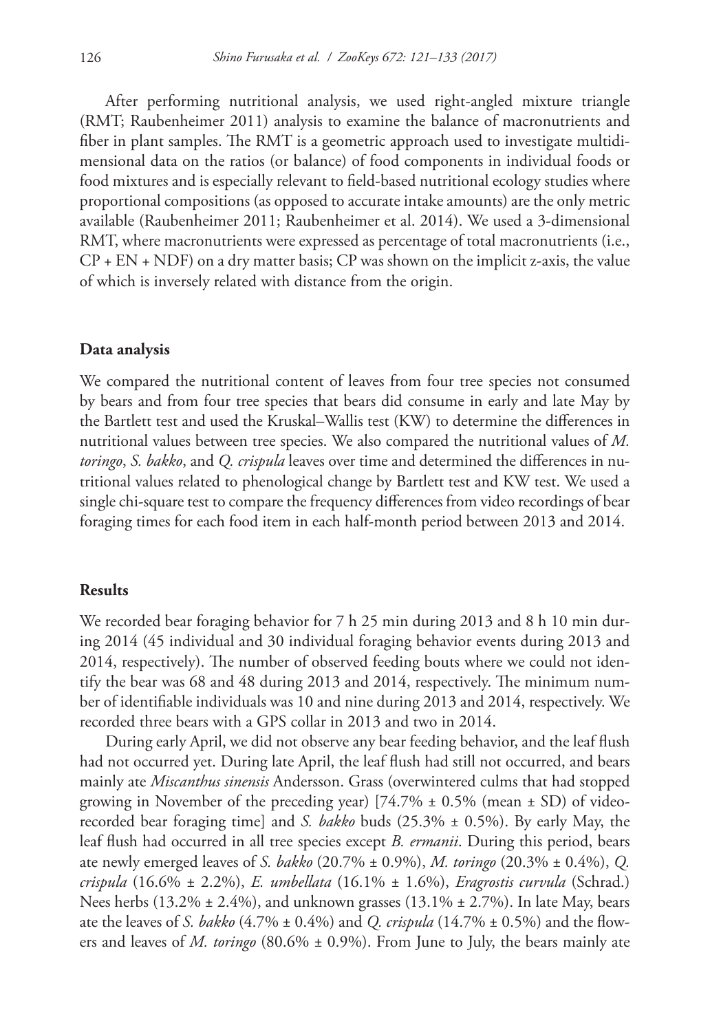After performing nutritional analysis, we used right-angled mixture triangle (RMT; Raubenheimer 2011) analysis to examine the balance of macronutrients and fiber in plant samples. The RMT is a geometric approach used to investigate multidimensional data on the ratios (or balance) of food components in individual foods or food mixtures and is especially relevant to field-based nutritional ecology studies where proportional compositions (as opposed to accurate intake amounts) are the only metric available (Raubenheimer 2011; Raubenheimer et al. 2014). We used a 3-dimensional RMT, where macronutrients were expressed as percentage of total macronutrients (i.e., CP + EN + NDF) on a dry matter basis; CP was shown on the implicit z-axis, the value of which is inversely related with distance from the origin.

### Data analysis

We compared the nutritional content of leaves from four tree species not consumed by bears and from four tree species that bears did consume in early and late May by the Bartlett test and used the Kruskal–Wallis test (KW) to determine the differences in nutritional values between tree species. We also compared the nutritional values of *M. toringo*, *S. bakko*, and *Q. crispula* leaves over time and determined the differences in nutritional values related to phenological change by Bartlett test and KW test. We used a single chi-square test to compare the frequency differences from video recordings of bear foraging times for each food item in each half-month period between 2013 and 2014.

### Results

We recorded bear foraging behavior for 7 h 25 min during 2013 and 8 h 10 min during 2014 (45 individual and 30 individual foraging behavior events during 2013 and 2014, respectively). The number of observed feeding bouts where we could not identify the bear was 68 and 48 during 2013 and 2014, respectively. The minimum number of identifiable individuals was 10 and nine during 2013 and 2014, respectively. We recorded three bears with a GPS collar in 2013 and two in 2014.

During early April, we did not observe any bear feeding behavior, and the leaf flush had not occurred yet. During late April, the leaf flush had still not occurred, and bears mainly ate *Miscanthus sinensis* Andersson. Grass (overwintered culms that had stopped growing in November of the preceding year) [74.7% ± 0.5% (mean ± SD) of video-recorded bear foraging time] and *S. bakko* buds (25.3% ± 0.5%). By early May, the leaf flush had occurred in all tree species except *B. ermanii*. During this period, bears ate newly emerged leaves of *S. bakko* (20.7% ± 0.9%), *M. toringo* (20.3% ± 0.4%), *Q. crispula* (16.6% ± 2.2%), *E. umbellata* (16.1% ± 1.6%), *Eragrostis curvula* (Schrad.) Nees herbs (13.2% ± 2.4%), and unknown grasses (13.1% ± 2.7%). In late May, bears ate the leaves of *S. bakko* (4.7% ± 0.4%) and *Q. crispula* (14.7% ± 0.5%) and the flowers and leaves of *M. toringo* (80.6% ± 0.9%). From June to July, the bears mainly ate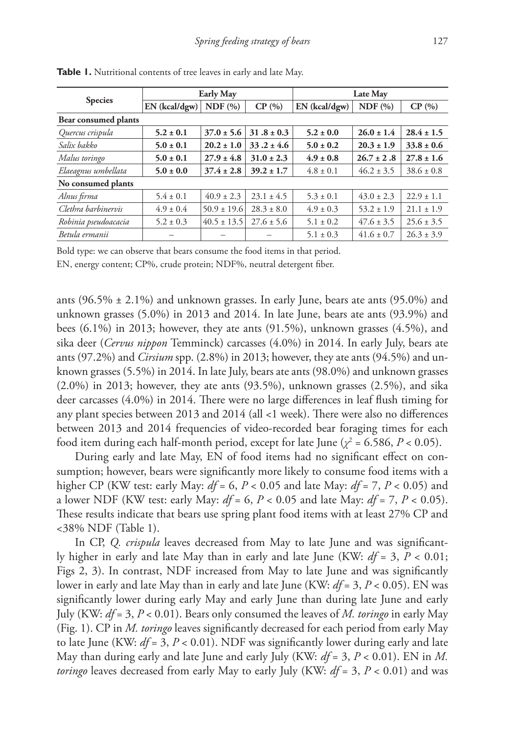**Table 1.** Nutritional contents of tree leaves in early and late May.

| Species | Early May | | | Late May | | |
|---|---|---|---|---|---|---|
| | EN (kcal/dgw) | NDF (%) | CP (%) | EN (kcal/dgw) | NDF (%) | CP (%) |
| **Bear consumed plants** | | | | | | |
| *Quercus crispula* | **5.2 ± 0.1** | **37.0 ± 5.6** | **31 .8 ± 0.3** | **5.2 ± 0.0** | **26.0 ± 1.4** | **28.4 ± 1.5** |
| *Salix bakko* | **5.0 ± 0.1** | **20.2 ± 1.0** | **33 .2 ± 4.6** | **5.0 ± 0.2** | **20.3 ± 1.9** | **33.8 ± 0.6** |
| *Malus toringo* | **5.0 ± 0.1** | **27.9 ± 4.8** | **31.0 ± 2.3** | **4.9 ± 0.8** | **26.7 ± 2 .8** | **27.8 ± 1.6** |
| *Elaeagnus umbellata* | **5.0 ± 0.0** | **37.4 ± 2.8** | **39.2 ± 1.7** | 4.8 ± 0.1 | 46.2 ± 3.5 | 38.6 ± 0.8 |
| **No consumed plants** | | | | | | |
| *Alnus firma* | 5.4 ± 0.1 | 40.9 ± 2.3 | 23.1 ± 4.5 | 5.3 ± 0.1 | 43.0 ± 2.3 | 22.9 ± 1.1 |
| *Clethra barbinervis* | 4.9 ± 0.4 | 50.9 ± 19.6 | 28.3 ± 8.0 | 4.9 ± 0.3 | 53.2 ± 1.9 | 21.1 ± 1.9 |
| *Robinia pseudoacacia* | 5.2 ± 0.3 | 40.5 ± 13.5 | 27.6 ± 5.6 | 5.1 ± 0.2 | 47.6 ± 3.5 | 25.6 ± 3.5 |
| *Betula ermanii* | – | – | – | 5.1 ± 0.3 | 41.6 ± 0.7 | 26.3 ± 3.9 |

Bold type: we can observe that bears consume the food items in that period.
EN, energy content; CP%, crude protein; NDF%, neutral detergent fiber.

ants (96.5% ± 2.1%) and unknown grasses. In early June, bears ate ants (95.0%) and unknown grasses (5.0%) in 2013 and 2014. In late June, bears ate ants (93.9%) and bees (6.1%) in 2013; however, they ate ants (91.5%), unknown grasses (4.5%), and sika deer (*Cervus nippon* Temminck) carcasses (4.0%) in 2014. In early July, bears ate ants (97.2%) and *Cirsium* spp. (2.8%) in 2013; however, they ate ants (94.5%) and unknown grasses (5.5%) in 2014. In late July, bears ate ants (98.0%) and unknown grasses (2.0%) in 2013; however, they ate ants (93.5%), unknown grasses (2.5%), and sika deer carcasses (4.0%) in 2014. There were no large differences in leaf flush timing for any plant species between 2013 and 2014 (all <1 week). There were also no differences between 2013 and 2014 frequencies of video-recorded bear foraging times for each food item during each half-month period, except for late June ($\chi^2 = 6.586$, $P < 0.05$).

During early and late May, EN of food items had no significant effect on consumption; however, bears were significantly more likely to consume food items with a higher CP (KW test: early May: $df = 6$, $P < 0.05$ and late May: $df = 7$, $P < 0.05$) and a lower NDF (KW test: early May: $df = 6$, $P < 0.05$ and late May: $df = 7$, $P < 0.05$). These results indicate that bears use spring plant food items with at least 27% CP and <38% NDF (Table 1).

In CP, *Q. crispula* leaves decreased from May to late June and was significantly higher in early and late May than in early and late June (KW: $df = 3$, $P < 0.01$; Figs 2, 3). In contrast, NDF increased from May to late June and was significantly lower in early and late May than in early and late June (KW: $df = 3$, $P < 0.05$). EN was significantly lower during early May and early June than during late June and early July (KW: $df = 3$, $P < 0.01$). Bears only consumed the leaves of *M. toringo* in early May (Fig. 1). CP in *M. toringo* leaves significantly decreased for each period from early May to late June (KW: $df = 3$, $P < 0.01$). NDF was significantly lower during early and late May than during early and late June and early July (KW: $df = 3$, $P < 0.01$). EN in *M. toringo* leaves decreased from early May to early July (KW: $df = 3$, $P < 0.01$) and was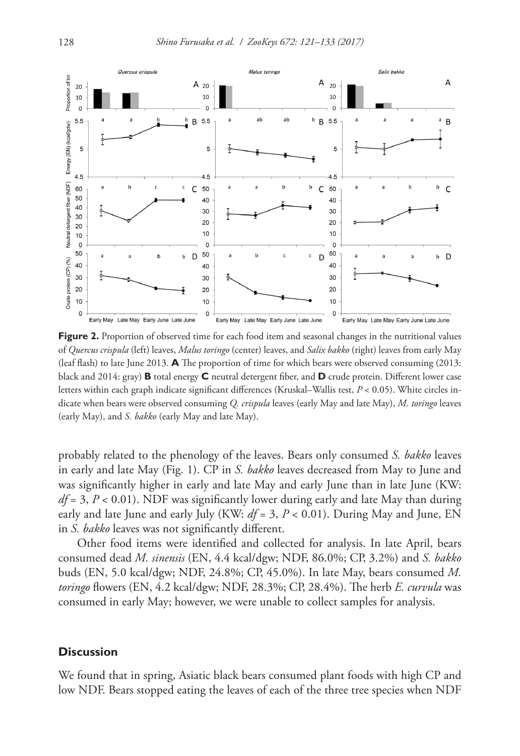**Figure 2.** Proportion of observed time for each food item and seasonal changes in the nutritional values of *Quercus crispula* (left) leaves, *Malus toringo* (center) leaves, and *Salix bakko* (right) leaves from early May (leaf flash) to late June 2013. **A** The proportion of time for which bears were observed consuming (2013: black and 2014: gray) **B** total energy **C** neutral detergent fiber, and **D** crude protein. Different lower case letters within each graph indicate significant differences (Kruskal–Wallis test, $P < 0.05$). White circles indicate when bears were observed consuming *Q. crispula* leaves (early May and late May), *M. toringo* leaves (early May), and *S. bakko* (early May and late May).

probably related to the phenology of the leaves. Bears only consumed *S. bakko* leaves in early and late May (Fig. 1). CP in *S. bakko* leaves decreased from May to June and was significantly higher in early and late May and early June than in late June (KW: $df = 3$, $P < 0.01$). NDF was significantly lower during early and late May than during early and late June and early July (KW: $df = 3$, $P < 0.01$). During May and June, EN in *S. bakko* leaves was not significantly different.

Other food items were identified and collected for analysis. In late April, bears consumed dead *M. sinensis* (EN, 4.4 kcal/dgw; NDF, 86.0%; CP, 3.2%) and *S. bakko* buds (EN, 5.0 kcal/dgw; NDF, 24.8%; CP, 45.0%). In late May, bears consumed *M. toringo* flowers (EN, 4.2 kcal/dgw; NDF, 28.3%; CP, 28.4%). The herb *E. curvula* was consumed in early May; however, we were unable to collect samples for analysis.

## Discussion

We found that in spring, Asiatic black bears consumed plant foods with high CP and low NDF. Bears stopped eating the leaves of each of the three tree species when NDF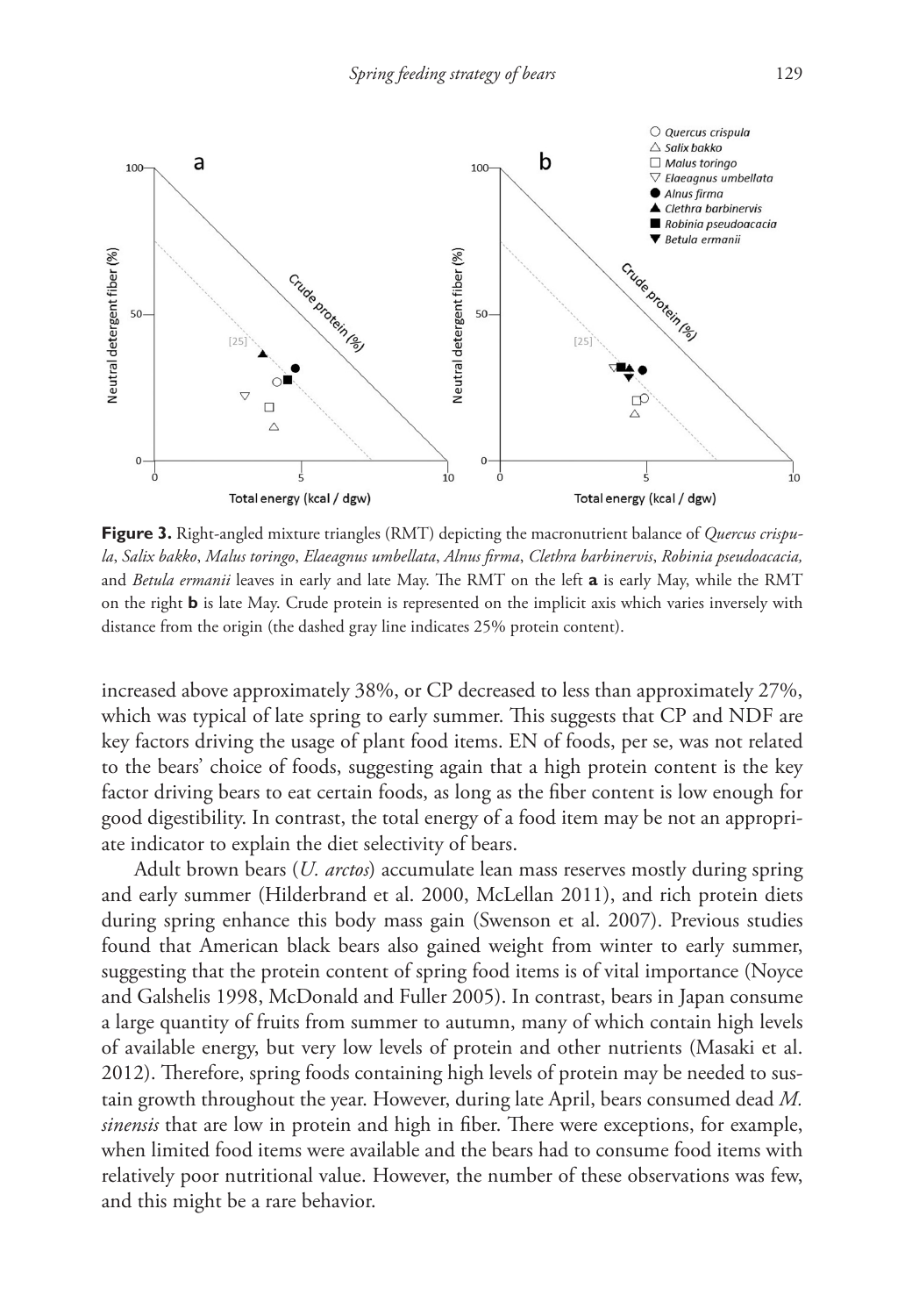**Figure 3.** Right-angled mixture triangles (RMT) depicting the macronutrient balance of *Quercus crispula*, *Salix bakko*, *Malus toringo*, *Elaeagnus umbellata*, *Alnus firma*, *Clethra barbinervis*, *Robinia pseudoacacia,* and *Betula ermanii* leaves in early and late May. The RMT on the left **a** is early May, while the RMT on the right **b** is late May. Crude protein is represented on the implicit axis which varies inversely with distance from the origin (the dashed gray line indicates 25% protein content).

increased above approximately 38%, or CP decreased to less than approximately 27%, which was typical of late spring to early summer. This suggests that CP and NDF are key factors driving the usage of plant food items. EN of foods, per se, was not related to the bears' choice of foods, suggesting again that a high protein content is the key factor driving bears to eat certain foods, as long as the fiber content is low enough for good digestibility. In contrast, the total energy of a food item may be not an appropriate indicator to explain the diet selectivity of bears.

Adult brown bears (*U. arctos*) accumulate lean mass reserves mostly during spring and early summer (Hilderbrand et al. 2000, McLellan 2011), and rich protein diets during spring enhance this body mass gain (Swenson et al. 2007). Previous studies found that American black bears also gained weight from winter to early summer, suggesting that the protein content of spring food items is of vital importance (Noyce and Galshelis 1998, McDonald and Fuller 2005). In contrast, bears in Japan consume a large quantity of fruits from summer to autumn, many of which contain high levels of available energy, but very low levels of protein and other nutrients (Masaki et al. 2012). Therefore, spring foods containing high levels of protein may be needed to sustain growth throughout the year. However, during late April, bears consumed dead *M. sinensis* that are low in protein and high in fiber. There were exceptions, for example, when limited food items were available and the bears had to consume food items with relatively poor nutritional value. However, the number of these observations was few, and this might be a rare behavior.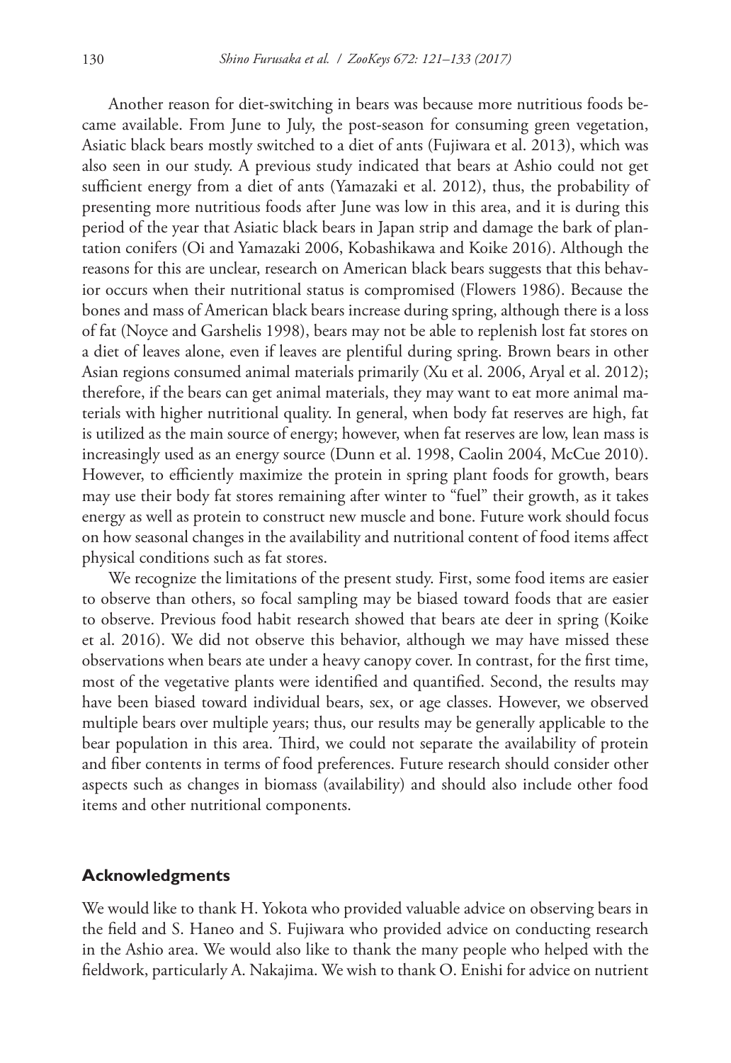Another reason for diet-switching in bears was because more nutritious foods became available. From June to July, the post-season for consuming green vegetation, Asiatic black bears mostly switched to a diet of ants (Fujiwara et al. 2013), which was also seen in our study. A previous study indicated that bears at Ashio could not get sufficient energy from a diet of ants (Yamazaki et al. 2012), thus, the probability of presenting more nutritious foods after June was low in this area, and it is during this period of the year that Asiatic black bears in Japan strip and damage the bark of plantation conifers (Oi and Yamazaki 2006, Kobashikawa and Koike 2016). Although the reasons for this are unclear, research on American black bears suggests that this behavior occurs when their nutritional status is compromised (Flowers 1986). Because the bones and mass of American black bears increase during spring, although there is a loss of fat (Noyce and Garshelis 1998), bears may not be able to replenish lost fat stores on a diet of leaves alone, even if leaves are plentiful during spring. Brown bears in other Asian regions consumed animal materials primarily (Xu et al. 2006, Aryal et al. 2012); therefore, if the bears can get animal materials, they may want to eat more animal materials with higher nutritional quality. In general, when body fat reserves are high, fat is utilized as the main source of energy; however, when fat reserves are low, lean mass is increasingly used as an energy source (Dunn et al. 1998, Caolin 2004, McCue 2010). However, to efficiently maximize the protein in spring plant foods for growth, bears may use their body fat stores remaining after winter to "fuel" their growth, as it takes energy as well as protein to construct new muscle and bone. Future work should focus on how seasonal changes in the availability and nutritional content of food items affect physical conditions such as fat stores.

We recognize the limitations of the present study. First, some food items are easier to observe than others, so focal sampling may be biased toward foods that are easier to observe. Previous food habit research showed that bears ate deer in spring (Koike et al. 2016). We did not observe this behavior, although we may have missed these observations when bears ate under a heavy canopy cover. In contrast, for the first time, most of the vegetative plants were identified and quantified. Second, the results may have been biased toward individual bears, sex, or age classes. However, we observed multiple bears over multiple years; thus, our results may be generally applicable to the bear population in this area. Third, we could not separate the availability of protein and fiber contents in terms of food preferences. Future research should consider other aspects such as changes in biomass (availability) and should also include other food items and other nutritional components.

## Acknowledgments

We would like to thank H. Yokota who provided valuable advice on observing bears in the field and S. Haneo and S. Fujiwara who provided advice on conducting research in the Ashio area. We would also like to thank the many people who helped with the fieldwork, particularly A. Nakajima. We wish to thank O. Enishi for advice on nutrient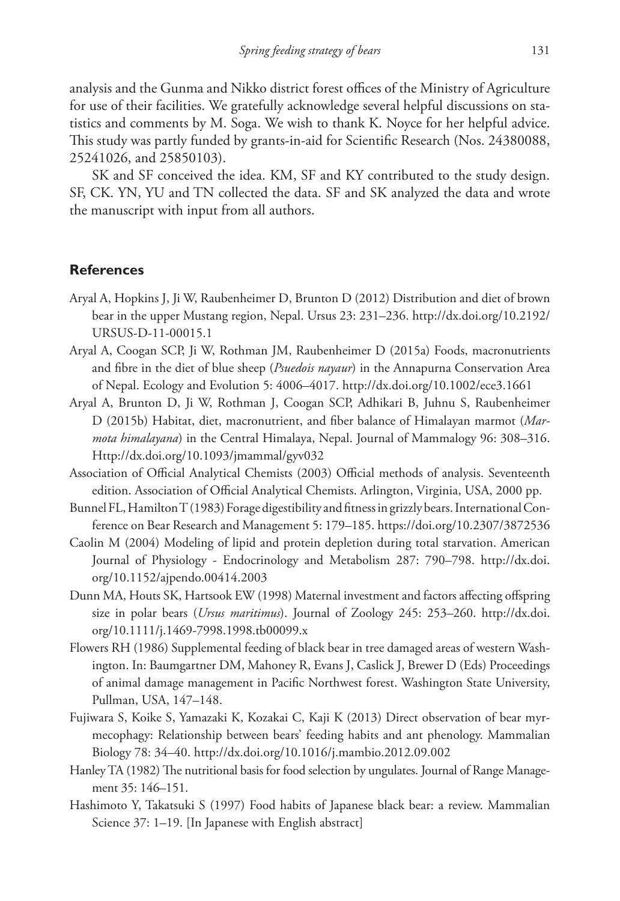analysis and the Gunma and Nikko district forest offices of the Ministry of Agriculture for use of their facilities. We gratefully acknowledge several helpful discussions on statistics and comments by M. Soga. We wish to thank K. Noyce for her helpful advice. This study was partly funded by grants-in-aid for Scientific Research (Nos. 24380088, 25241026, and 25850103).

SK and SF conceived the idea. KM, SF and KY contributed to the study design. SF, CK. YN, YU and TN collected the data. SF and SK analyzed the data and wrote the manuscript with input from all authors.

## References

Aryal A, Hopkins J, Ji W, Raubenheimer D, Brunton D (2012) Distribution and diet of brown bear in the upper Mustang region, Nepal. Ursus 23: 231–236. http://dx.doi.org/10.2192/URSUS-D-11-00015.1

Aryal A, Coogan SCP, Ji W, Rothman JM, Raubenheimer D (2015a) Foods, macronutrients and fibre in the diet of blue sheep (*Psuedois nayaur*) in the Annapurna Conservation Area of Nepal. Ecology and Evolution 5: 4006–4017. http://dx.doi.org/10.1002/ece3.1661

Aryal A, Brunton D, Ji W, Rothman J, Coogan SCP, Adhikari B, Juhnu S, Raubenheimer D (2015b) Habitat, diet, macronutrient, and fiber balance of Himalayan marmot (*Marmota himalayana*) in the Central Himalaya, Nepal. Journal of Mammalogy 96: 308–316. Http://dx.doi.org/10.1093/jmammal/gyv032

Association of Official Analytical Chemists (2003) Official methods of analysis. Seventeenth edition. Association of Official Analytical Chemists. Arlington, Virginia, USA, 2000 pp.

Bunnel FL, Hamilton T (1983) Forage digestibility and fitness in grizzly bears. International Conference on Bear Research and Management 5: 179–185. https://doi.org/10.2307/3872536

Caolin M (2004) Modeling of lipid and protein depletion during total starvation. American Journal of Physiology - Endocrinology and Metabolism 287: 790–798. http://dx.doi.org/10.1152/ajpendo.00414.2003

Dunn MA, Houts SK, Hartsook EW (1998) Maternal investment and factors affecting offspring size in polar bears (*Ursus maritimus*). Journal of Zoology 245: 253–260. http://dx.doi.org/10.1111/j.1469-7998.1998.tb00099.x

Flowers RH (1986) Supplemental feeding of black bear in tree damaged areas of western Washington. In: Baumgartner DM, Mahoney R, Evans J, Caslick J, Brewer D (Eds) Proceedings of animal damage management in Pacific Northwest forest. Washington State University, Pullman, USA, 147–148.

Fujiwara S, Koike S, Yamazaki K, Kozakai C, Kaji K (2013) Direct observation of bear myrmecophagy: Relationship between bears' feeding habits and ant phenology. Mammalian Biology 78: 34–40. http://dx.doi.org/10.1016/j.mambio.2012.09.002

Hanley TA (1982) The nutritional basis for food selection by ungulates. Journal of Range Management 35: 146–151.

Hashimoto Y, Takatsuki S (1997) Food habits of Japanese black bear: a review. Mammalian Science 37: 1–19. [In Japanese with English abstract]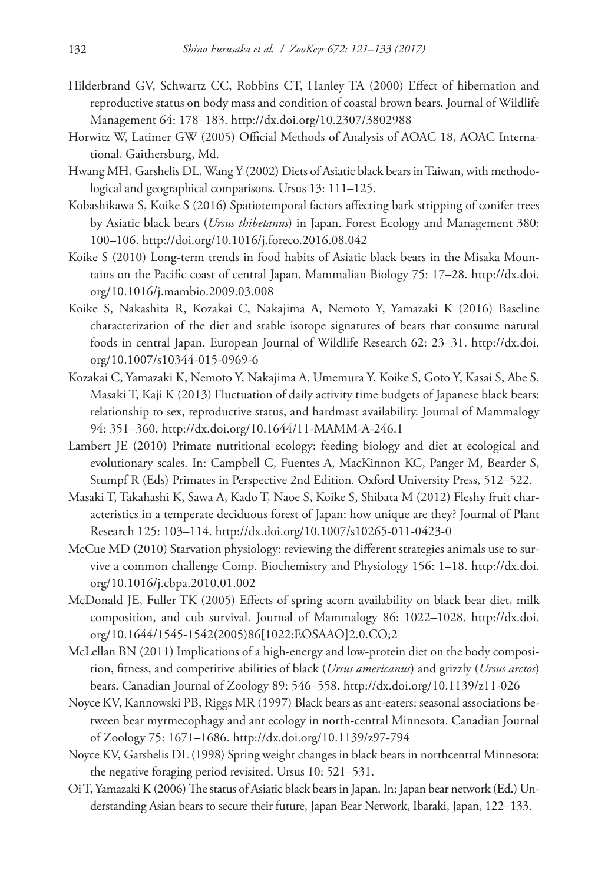Hilderbrand GV, Schwartz CC, Robbins CT, Hanley TA (2000) Effect of hibernation and reproductive status on body mass and condition of coastal brown bears. Journal of Wildlife Management 64: 178–183. http://dx.doi.org/10.2307/3802988

Horwitz W, Latimer GW (2005) Official Methods of Analysis of AOAC 18, AOAC International, Gaithersburg, Md.

Hwang MH, Garshelis DL, Wang Y (2002) Diets of Asiatic black bears in Taiwan, with methodological and geographical comparisons. Ursus 13: 111–125.

Kobashikawa S, Koike S (2016) Spatiotemporal factors affecting bark stripping of conifer trees by Asiatic black bears (*Ursus thibetanus*) in Japan. Forest Ecology and Management 380: 100–106. http://doi.org/10.1016/j.foreco.2016.08.042

Koike S (2010) Long-term trends in food habits of Asiatic black bears in the Misaka Mountains on the Pacific coast of central Japan. Mammalian Biology 75: 17–28. http://dx.doi.org/10.1016/j.mambio.2009.03.008

Koike S, Nakashita R, Kozakai C, Nakajima A, Nemoto Y, Yamazaki K (2016) Baseline characterization of the diet and stable isotope signatures of bears that consume natural foods in central Japan. European Journal of Wildlife Research 62: 23–31. http://dx.doi.org/10.1007/s10344-015-0969-6

Kozakai C, Yamazaki K, Nemoto Y, Nakajima A, Umemura Y, Koike S, Goto Y, Kasai S, Abe S, Masaki T, Kaji K (2013) Fluctuation of daily activity time budgets of Japanese black bears: relationship to sex, reproductive status, and hardmast availability. Journal of Mammalogy 94: 351–360. http://dx.doi.org/10.1644/11-MAMM-A-246.1

Lambert JE (2010) Primate nutritional ecology: feeding biology and diet at ecological and evolutionary scales. In: Campbell C, Fuentes A, MacKinnon KC, Panger M, Bearder S, Stumpf R (Eds) Primates in Perspective 2nd Edition. Oxford University Press, 512–522.

Masaki T, Takahashi K, Sawa A, Kado T, Naoe S, Koike S, Shibata M (2012) Fleshy fruit characteristics in a temperate deciduous forest of Japan: how unique are they? Journal of Plant Research 125: 103–114. http://dx.doi.org/10.1007/s10265-011-0423-0

McCue MD (2010) Starvation physiology: reviewing the different strategies animals use to survive a common challenge Comp. Biochemistry and Physiology 156: 1–18. http://dx.doi.org/10.1016/j.cbpa.2010.01.002

McDonald JE, Fuller TK (2005) Effects of spring acorn availability on black bear diet, milk composition, and cub survival. Journal of Mammalogy 86: 1022–1028. http://dx.doi.org/10.1644/1545-1542(2005)86[1022:EOSAAO]2.0.CO;2

McLellan BN (2011) Implications of a high-energy and low-protein diet on the body composition, fitness, and competitive abilities of black (*Ursus americanus*) and grizzly (*Ursus arctos*) bears. Canadian Journal of Zoology 89: 546–558. http://dx.doi.org/10.1139/z11-026

Noyce KV, Kannowski PB, Riggs MR (1997) Black bears as ant-eaters: seasonal associations between bear myrmecophagy and ant ecology in north-central Minnesota. Canadian Journal of Zoology 75: 1671–1686. http://dx.doi.org/10.1139/z97-794

Noyce KV, Garshelis DL (1998) Spring weight changes in black bears in northcentral Minnesota: the negative foraging period revisited. Ursus 10: 521–531.

Oi T, Yamazaki K (2006) The status of Asiatic black bears in Japan. In: Japan bear network (Ed.) Understanding Asian bears to secure their future, Japan Bear Network, Ibaraki, Japan, 122–133.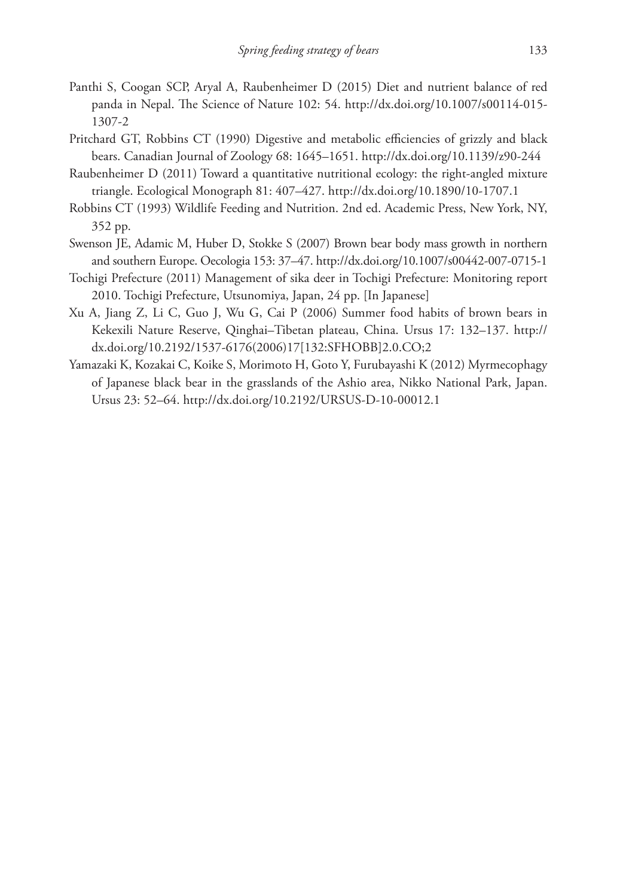Panthi S, Coogan SCP, Aryal A, Raubenheimer D (2015) Diet and nutrient balance of red panda in Nepal. The Science of Nature 102: 54. http://dx.doi.org/10.1007/s00114-015-1307-2

Pritchard GT, Robbins CT (1990) Digestive and metabolic efficiencies of grizzly and black bears. Canadian Journal of Zoology 68: 1645–1651. http://dx.doi.org/10.1139/z90-244

Raubenheimer D (2011) Toward a quantitative nutritional ecology: the right-angled mixture triangle. Ecological Monograph 81: 407–427. http://dx.doi.org/10.1890/10-1707.1

Robbins CT (1993) Wildlife Feeding and Nutrition. 2nd ed. Academic Press, New York, NY, 352 pp.

Swenson JE, Adamic M, Huber D, Stokke S (2007) Brown bear body mass growth in northern and southern Europe. Oecologia 153: 37–47. http://dx.doi.org/10.1007/s00442-007-0715-1

Tochigi Prefecture (2011) Management of sika deer in Tochigi Prefecture: Monitoring report 2010. Tochigi Prefecture, Utsunomiya, Japan, 24 pp. [In Japanese]

Xu A, Jiang Z, Li C, Guo J, Wu G, Cai P (2006) Summer food habits of brown bears in Kekexili Nature Reserve, Qinghai–Tibetan plateau, China. Ursus 17: 132–137. http://dx.doi.org/10.2192/1537-6176(2006)17[132:SFHOBB]2.0.CO;2

Yamazaki K, Kozakai C, Koike S, Morimoto H, Goto Y, Furubayashi K (2012) Myrmecophagy of Japanese black bear in the grasslands of the Ashio area, Nikko National Park, Japan. Ursus 23: 52–64. http://dx.doi.org/10.2192/URSUS-D-10-00012.1